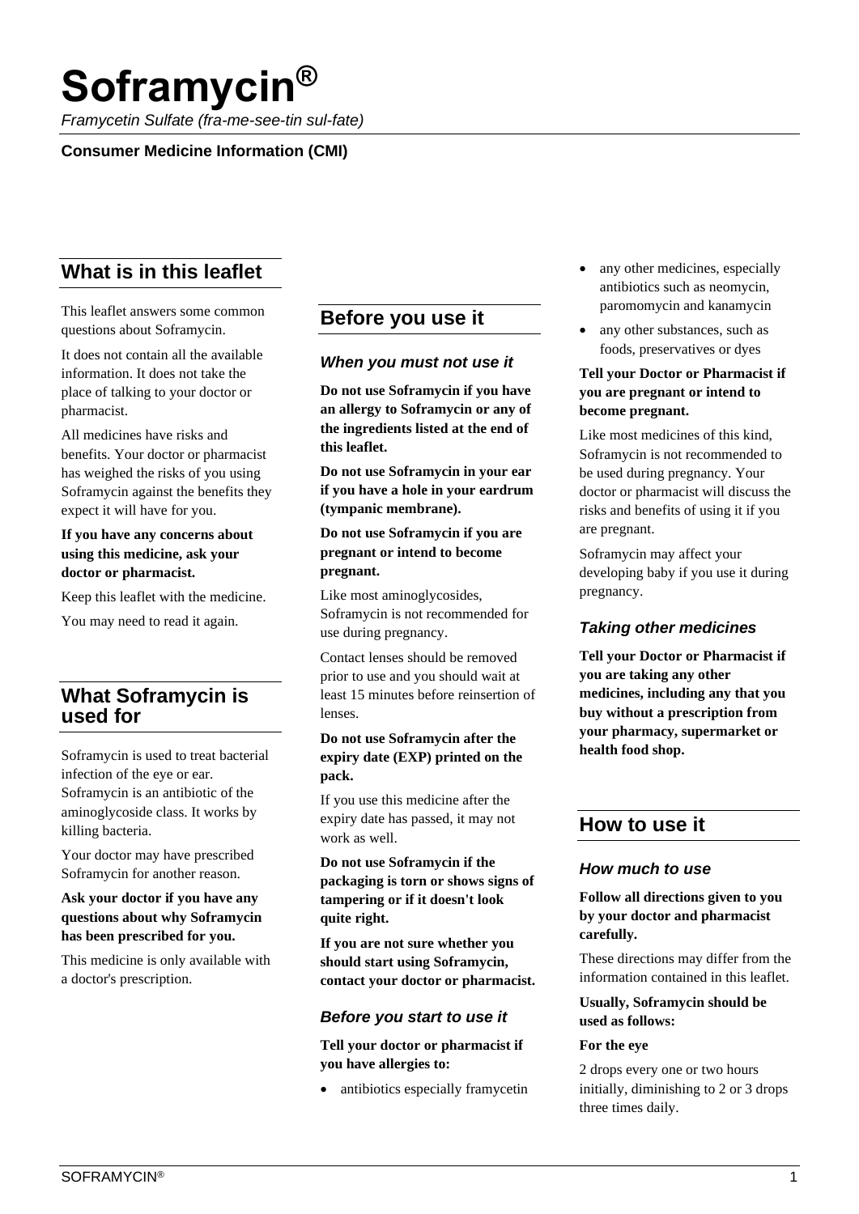# Soframycin®

*Framycetin Sulfate (fra-me-see-tin sul-fate)*

**Consumer Medicine Information (CMI)**

## What is in this leaflet

This leaflet answers some common questions about Soframycin.

It does not contain all the available information. It does not take the place of talking to your doctor or pharmacist.

All medicines have risks and benefits. Your doctor or pharmacist has weighed the risks of you using Soframycin against the benefits they expect it will have for you.

**If you have any concerns about using this medicine, ask your doctor or pharmacist.**

Keep this leaflet with the medicine.

You may need to read it again.

## What Soframycin is used for

Soframycin is used to treat bacterial infection of the eye or ear. Soframycin is an antibiotic of the aminoglycoside class. It works by killing bacteria.

Your doctor may have prescribed Soframycin for another reason.

**Ask your doctor if you have any questions about why Soframycin has been prescribed for you.**

This medicine is only available with a doctor's prescription.

## Before you use it

### *When you must not use it*

**Do not use Soframycin if you have an allergy to Soframycin or any of the ingredients listed at the end of this leaflet.**

**Do not use Soframycin in your ear if you have a hole in your eardrum (tympanic membrane).**

**Do not use Soframycin if you are pregnant or intend to become pregnant.**

Like most aminoglycosides, Soframycin is not recommended for use during pregnancy.

Contact lenses should be removed prior to use and you should wait at least 15 minutes before reinsertion of lenses.

**Do not use Soframycin after the expiry date (EXP) printed on the pack.**

If you use this medicine after the expiry date has passed, it may not work as well.

**Do not use Soframycin if the packaging is torn or shows signs of tampering or if it doesn't look quite right.**

**If you are not sure whether you should start using Soframycin, contact your doctor or pharmacist.**

### *Before you start to use it*

**Tell your doctor or pharmacist if you have allergies to:**

- antibiotics especially framycetin
- any other medicines, especially antibiotics such as neomycin, paromomycin and kanamycin
- any other substances, such as foods, preservatives or dyes

**Tell your Doctor or Pharmacist if you are pregnant or intend to become pregnant.**

Like most medicines of this kind, Soframycin is not recommended to be used during pregnancy. Your doctor or pharmacist will discuss the risks and benefits of using it if you are pregnant.

Soframycin may affect your developing baby if you use it during pregnancy.

### *Taking other medicines*

**Tell your Doctor or Pharmacist if you are taking any other medicines, including any that you buy without a prescription from your pharmacy, supermarket or health food shop.**

## How to use it

### *How much to use*

**Follow all directions given to you by your doctor and pharmacist carefully.**

These directions may differ from the information contained in this leaflet.

**Usually, Soframycin should be used as follows:**

**For the eye**

2 drops every one or two hours initially, diminishing to 2 or 3 drops three times daily.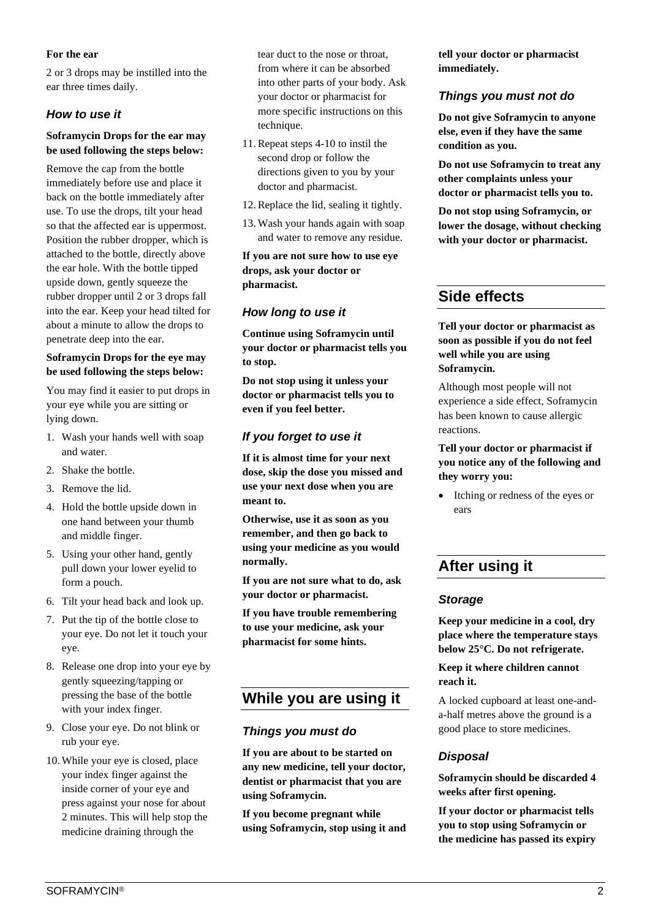**For the ear**

2 or 3 drops may be instilled into the ear three times daily.

### How to use it

**Soframycin Drops for the ear may be used following the steps below:**

Remove the cap from the bottle immediately before use and place it back on the bottle immediately after use. To use the drops, tilt your head so that the affected ear is uppermost. Position the rubber dropper, which is attached to the bottle, directly above the ear hole. With the bottle tipped upside down, gently squeeze the rubber dropper until 2 or 3 drops fall into the ear. Keep your head tilted for about a minute to allow the drops to penetrate deep into the ear.

**Soframycin Drops for the eye may be used following the steps below:**

You may find it easier to put drops in your eye while you are sitting or lying down.

1. Wash your hands well with soap and water.
2. Shake the bottle.
3. Remove the lid.
4. Hold the bottle upside down in one hand between your thumb and middle finger.
5. Using your other hand, gently pull down your lower eyelid to form a pouch.
6. Tilt your head back and look up.
7. Put the tip of the bottle close to your eye. Do not let it touch your eye.
8. Release one drop into your eye by gently squeezing/tapping or pressing the base of the bottle with your index finger.
9. Close your eye. Do not blink or rub your eye.
10. While your eye is closed, place your index finger against the inside corner of your eye and press against your nose for about 2 minutes. This will help stop the medicine draining through the tear duct to the nose or throat, from where it can be absorbed into other parts of your body. Ask your doctor or pharmacist for more specific instructions on this technique.
11. Repeat steps 4-10 to instil the second drop or follow the directions given to you by your doctor and pharmacist.
12. Replace the lid, sealing it tightly.
13. Wash your hands again with soap and water to remove any residue.

**If you are not sure how to use eye drops, ask your doctor or pharmacist.**

### How long to use it

**Continue using Soframycin until your doctor or pharmacist tells you to stop.**

**Do not stop using it unless your doctor or pharmacist tells you to even if you feel better.**

### If you forget to use it

**If it is almost time for your next dose, skip the dose you missed and use your next dose when you are meant to.**

**Otherwise, use it as soon as you remember, and then go back to using your medicine as you would normally.**

**If you are not sure what to do, ask your doctor or pharmacist.**

**If you have trouble remembering to use your medicine, ask your pharmacist for some hints.**

## While you are using it

### Things you must do

**If you are about to be started on any new medicine, tell your doctor, dentist or pharmacist that you are using Soframycin.**

**If you become pregnant while using Soframycin, stop using it and tell your doctor or pharmacist immediately.**

### Things you must not do

**Do not give Soframycin to anyone else, even if they have the same condition as you.**

**Do not use Soframycin to treat any other complaints unless your doctor or pharmacist tells you to.**

**Do not stop using Soframycin, or lower the dosage, without checking with your doctor or pharmacist.**

## Side effects

**Tell your doctor or pharmacist as soon as possible if you do not feel well while you are using Soframycin.**

Although most people will not experience a side effect, Soframycin has been known to cause allergic reactions.

**Tell your doctor or pharmacist if you notice any of the following and they worry you:**

- Itching or redness of the eyes or ears

## After using it

### Storage

**Keep your medicine in a cool, dry place where the temperature stays below 25°C. Do not refrigerate.**

**Keep it where children cannot reach it.**

A locked cupboard at least one-and-a-half metres above the ground is a good place to store medicines.

### Disposal

**Soframycin should be discarded 4 weeks after first opening.**

**If your doctor or pharmacist tells you to stop using Soframycin or the medicine has passed its expiry**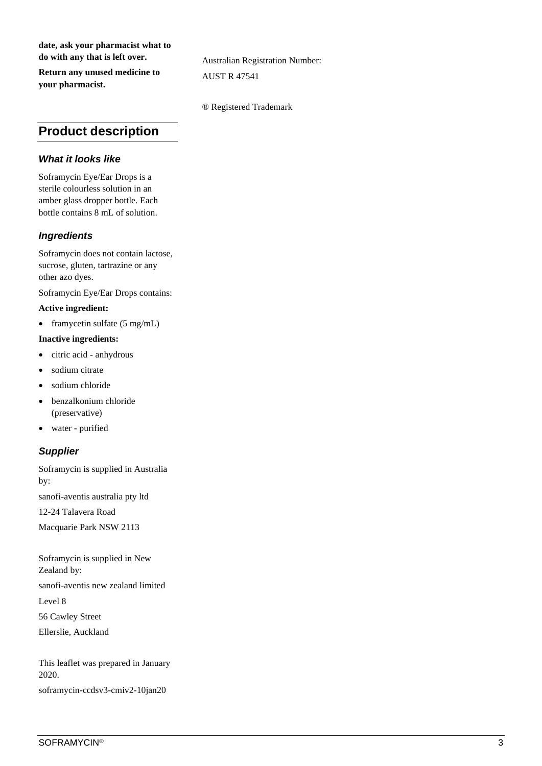**date, ask your pharmacist what to do with any that is left over.**

**Return any unused medicine to your pharmacist.**

## Product description

### *What it looks like*

Soframycin Eye/Ear Drops is a sterile colourless solution in an amber glass dropper bottle. Each bottle contains 8 mL of solution.

### *Ingredients*

Soframycin does not contain lactose, sucrose, gluten, tartrazine or any other azo dyes.

Soframycin Eye/Ear Drops contains:

**Active ingredient:**

- framycetin sulfate (5 mg/mL)

**Inactive ingredients:**

- citric acid - anhydrous
- sodium citrate
- sodium chloride
- benzalkonium chloride (preservative)
- water - purified

### *Supplier*

Soframycin is supplied in Australia by:

sanofi-aventis australia pty ltd

12-24 Talavera Road

Macquarie Park NSW 2113

Soframycin is supplied in New Zealand by:

sanofi-aventis new zealand limited

Level 8

56 Cawley Street

Ellerslie, Auckland

This leaflet was prepared in January 2020.

soframycin-ccdsv3-cmiv2-10jan20

Australian Registration Number:

AUST R 47541

® Registered Trademark